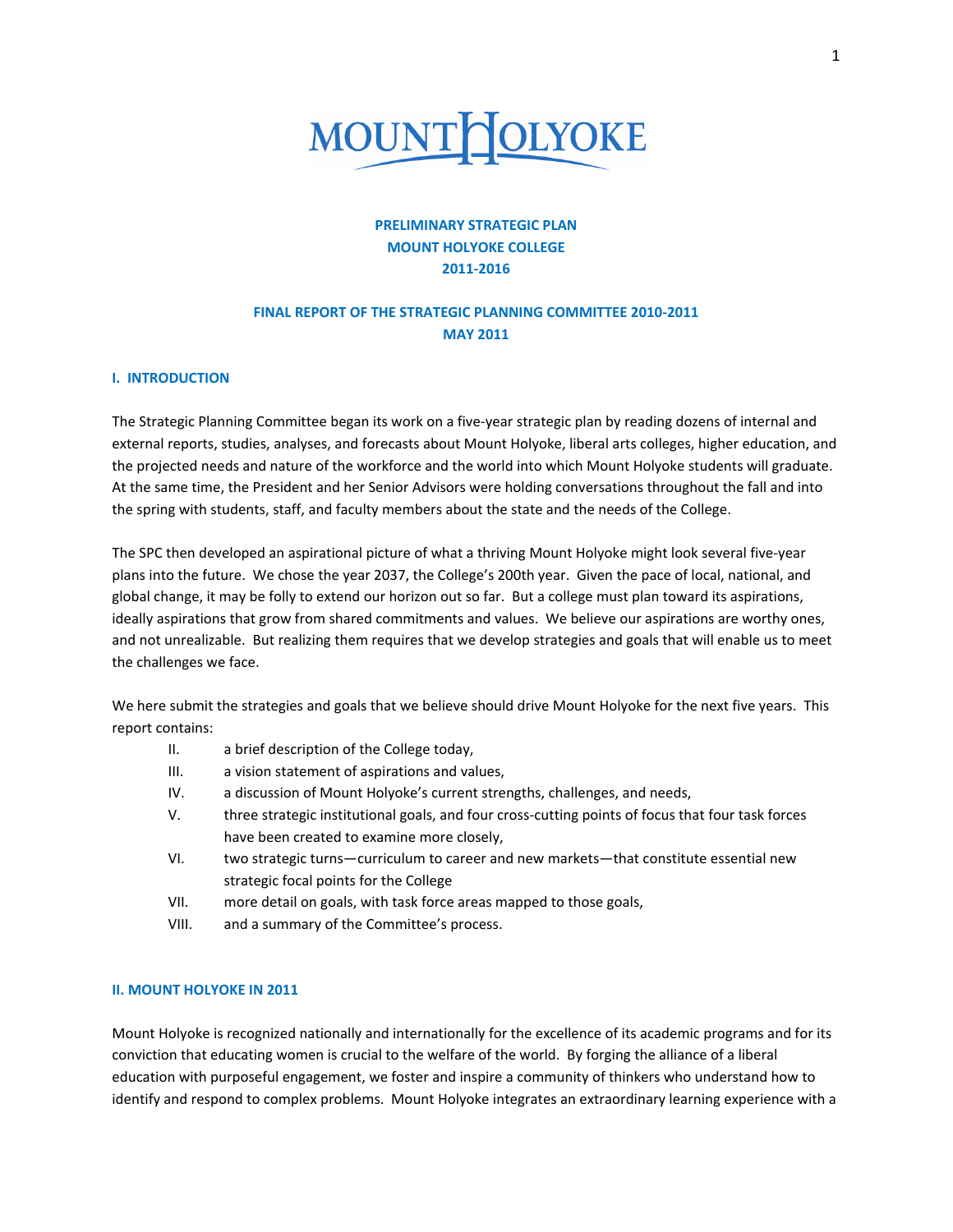MOUNT HOLYOKE

# PRELIMINARY STRATEGIC PLAN
# MOUNT HOLYOKE COLLEGE
# 2011-2016

## FINAL REPORT OF THE STRATEGIC PLANNING COMMITTEE 2010-2011
## MAY 2011

## I. INTRODUCTION

The Strategic Planning Committee began its work on a five-year strategic plan by reading dozens of internal and external reports, studies, analyses, and forecasts about Mount Holyoke, liberal arts colleges, higher education, and the projected needs and nature of the workforce and the world into which Mount Holyoke students will graduate. At the same time, the President and her Senior Advisors were holding conversations throughout the fall and into the spring with students, staff, and faculty members about the state and the needs of the College.

The SPC then developed an aspirational picture of what a thriving Mount Holyoke might look several five-year plans into the future. We chose the year 2037, the College's 200th year. Given the pace of local, national, and global change, it may be folly to extend our horizon out so far. But a college must plan toward its aspirations, ideally aspirations that grow from shared commitments and values. We believe our aspirations are worthy ones, and not unrealizable. But realizing them requires that we develop strategies and goals that will enable us to meet the challenges we face.

We here submit the strategies and goals that we believe should drive Mount Holyoke for the next five years. This report contains:

- II. a brief description of the College today,
- III. a vision statement of aspirations and values,
- IV. a discussion of Mount Holyoke's current strengths, challenges, and needs,
- V. three strategic institutional goals, and four cross-cutting points of focus that four task forces have been created to examine more closely,
- VI. two strategic turns—curriculum to career and new markets—that constitute essential new strategic focal points for the College
- VII. more detail on goals, with task force areas mapped to those goals,
- VIII. and a summary of the Committee's process.

## II. MOUNT HOLYOKE IN 2011

Mount Holyoke is recognized nationally and internationally for the excellence of its academic programs and for its conviction that educating women is crucial to the welfare of the world. By forging the alliance of a liberal education with purposeful engagement, we foster and inspire a community of thinkers who understand how to identify and respond to complex problems. Mount Holyoke integrates an extraordinary learning experience with a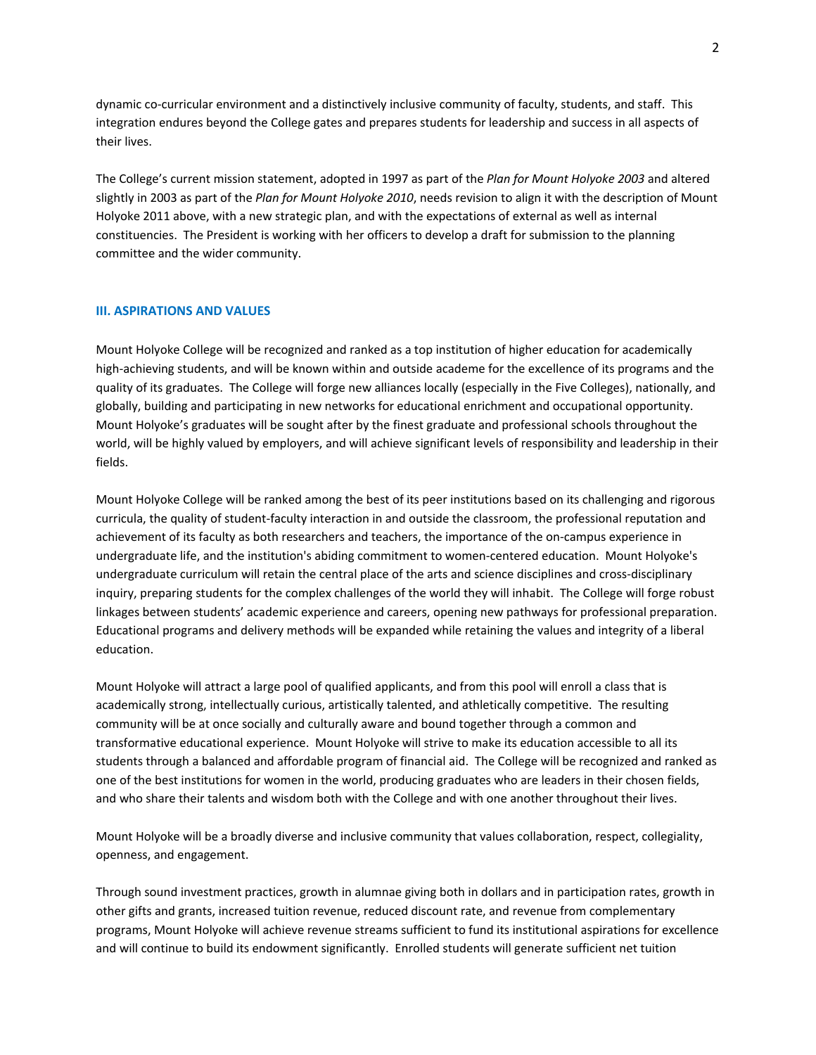dynamic co-curricular environment and a distinctively inclusive community of faculty, students, and staff. This integration endures beyond the College gates and prepares students for leadership and success in all aspects of their lives.

The College's current mission statement, adopted in 1997 as part of the *Plan for Mount Holyoke 2003* and altered slightly in 2003 as part of the *Plan for Mount Holyoke 2010*, needs revision to align it with the description of Mount Holyoke 2011 above, with a new strategic plan, and with the expectations of external as well as internal constituencies. The President is working with her officers to develop a draft for submission to the planning committee and the wider community.

## III. ASPIRATIONS AND VALUES

Mount Holyoke College will be recognized and ranked as a top institution of higher education for academically high-achieving students, and will be known within and outside academe for the excellence of its programs and the quality of its graduates. The College will forge new alliances locally (especially in the Five Colleges), nationally, and globally, building and participating in new networks for educational enrichment and occupational opportunity. Mount Holyoke's graduates will be sought after by the finest graduate and professional schools throughout the world, will be highly valued by employers, and will achieve significant levels of responsibility and leadership in their fields.

Mount Holyoke College will be ranked among the best of its peer institutions based on its challenging and rigorous curricula, the quality of student-faculty interaction in and outside the classroom, the professional reputation and achievement of its faculty as both researchers and teachers, the importance of the on-campus experience in undergraduate life, and the institution's abiding commitment to women-centered education. Mount Holyoke's undergraduate curriculum will retain the central place of the arts and science disciplines and cross-disciplinary inquiry, preparing students for the complex challenges of the world they will inhabit. The College will forge robust linkages between students' academic experience and careers, opening new pathways for professional preparation. Educational programs and delivery methods will be expanded while retaining the values and integrity of a liberal education.

Mount Holyoke will attract a large pool of qualified applicants, and from this pool will enroll a class that is academically strong, intellectually curious, artistically talented, and athletically competitive. The resulting community will be at once socially and culturally aware and bound together through a common and transformative educational experience. Mount Holyoke will strive to make its education accessible to all its students through a balanced and affordable program of financial aid. The College will be recognized and ranked as one of the best institutions for women in the world, producing graduates who are leaders in their chosen fields, and who share their talents and wisdom both with the College and with one another throughout their lives.

Mount Holyoke will be a broadly diverse and inclusive community that values collaboration, respect, collegiality, openness, and engagement.

Through sound investment practices, growth in alumnae giving both in dollars and in participation rates, growth in other gifts and grants, increased tuition revenue, reduced discount rate, and revenue from complementary programs, Mount Holyoke will achieve revenue streams sufficient to fund its institutional aspirations for excellence and will continue to build its endowment significantly. Enrolled students will generate sufficient net tuition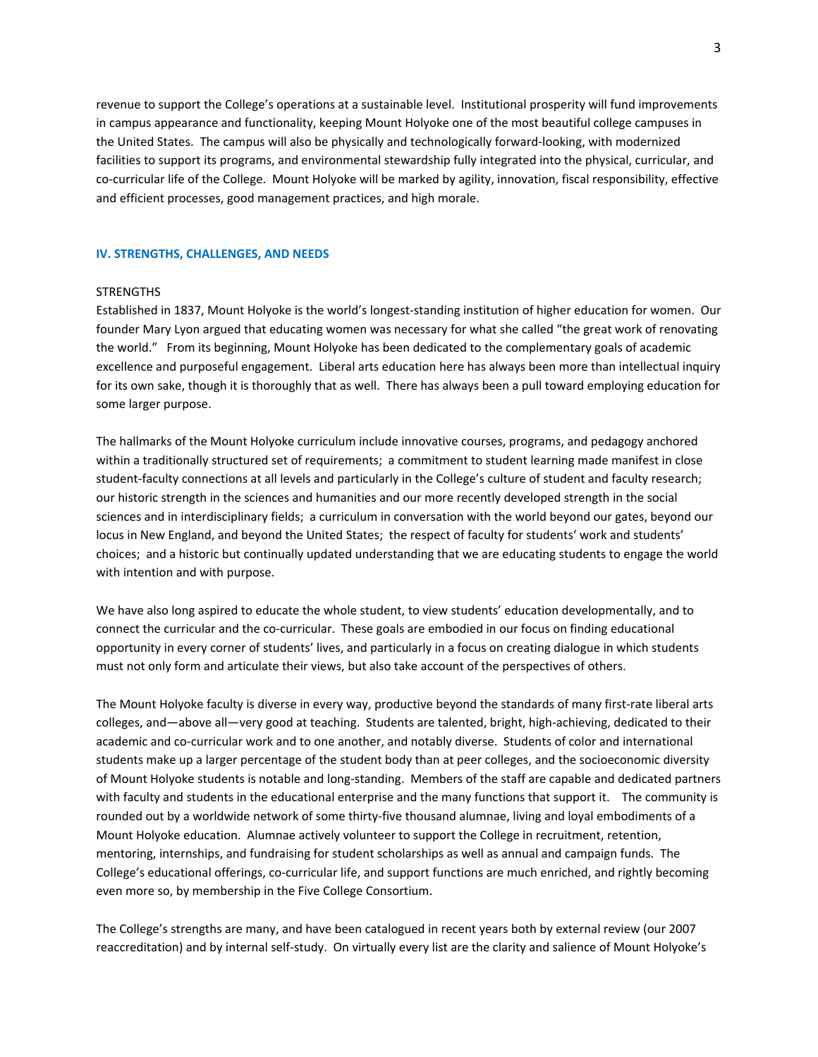revenue to support the College's operations at a sustainable level. Institutional prosperity will fund improvements in campus appearance and functionality, keeping Mount Holyoke one of the most beautiful college campuses in the United States. The campus will also be physically and technologically forward-looking, with modernized facilities to support its programs, and environmental stewardship fully integrated into the physical, curricular, and co-curricular life of the College. Mount Holyoke will be marked by agility, innovation, fiscal responsibility, effective and efficient processes, good management practices, and high morale.

## IV. STRENGTHS, CHALLENGES, AND NEEDS

STRENGTHS

Established in 1837, Mount Holyoke is the world's longest-standing institution of higher education for women. Our founder Mary Lyon argued that educating women was necessary for what she called "the great work of renovating the world." From its beginning, Mount Holyoke has been dedicated to the complementary goals of academic excellence and purposeful engagement. Liberal arts education here has always been more than intellectual inquiry for its own sake, though it is thoroughly that as well. There has always been a pull toward employing education for some larger purpose.

The hallmarks of the Mount Holyoke curriculum include innovative courses, programs, and pedagogy anchored within a traditionally structured set of requirements; a commitment to student learning made manifest in close student-faculty connections at all levels and particularly in the College's culture of student and faculty research; our historic strength in the sciences and humanities and our more recently developed strength in the social sciences and in interdisciplinary fields; a curriculum in conversation with the world beyond our gates, beyond our locus in New England, and beyond the United States; the respect of faculty for students' work and students' choices; and a historic but continually updated understanding that we are educating students to engage the world with intention and with purpose.

We have also long aspired to educate the whole student, to view students' education developmentally, and to connect the curricular and the co-curricular. These goals are embodied in our focus on finding educational opportunity in every corner of students' lives, and particularly in a focus on creating dialogue in which students must not only form and articulate their views, but also take account of the perspectives of others.

The Mount Holyoke faculty is diverse in every way, productive beyond the standards of many first-rate liberal arts colleges, and—above all—very good at teaching. Students are talented, bright, high-achieving, dedicated to their academic and co-curricular work and to one another, and notably diverse. Students of color and international students make up a larger percentage of the student body than at peer colleges, and the socioeconomic diversity of Mount Holyoke students is notable and long-standing. Members of the staff are capable and dedicated partners with faculty and students in the educational enterprise and the many functions that support it. The community is rounded out by a worldwide network of some thirty-five thousand alumnae, living and loyal embodiments of a Mount Holyoke education. Alumnae actively volunteer to support the College in recruitment, retention, mentoring, internships, and fundraising for student scholarships as well as annual and campaign funds. The College's educational offerings, co-curricular life, and support functions are much enriched, and rightly becoming even more so, by membership in the Five College Consortium.

The College's strengths are many, and have been catalogued in recent years both by external review (our 2007 reaccreditation) and by internal self-study. On virtually every list are the clarity and salience of Mount Holyoke's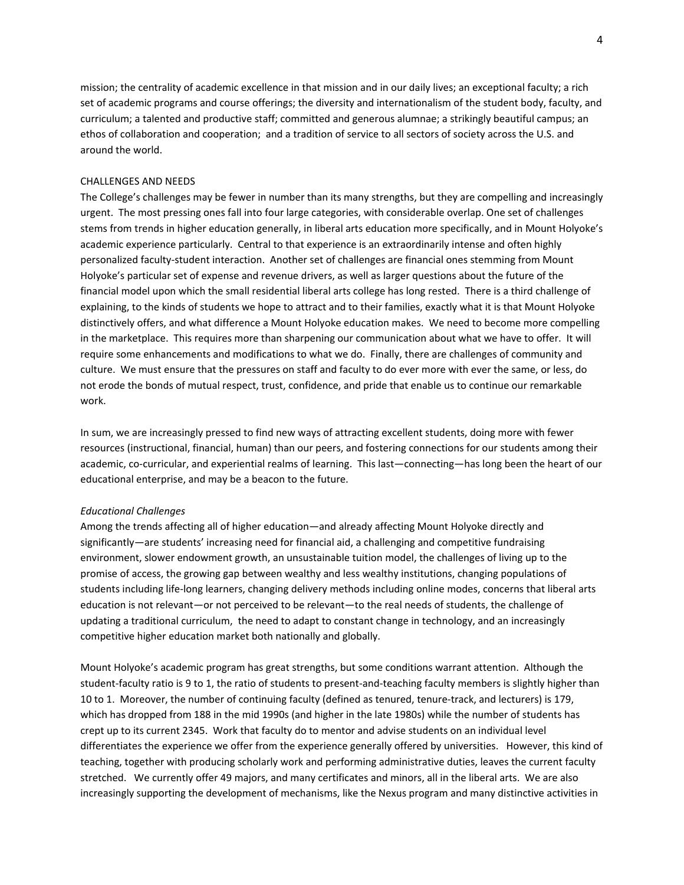mission; the centrality of academic excellence in that mission and in our daily lives; an exceptional faculty; a rich set of academic programs and course offerings; the diversity and internationalism of the student body, faculty, and curriculum; a talented and productive staff; committed and generous alumnae; a strikingly beautiful campus; an ethos of collaboration and cooperation; and a tradition of service to all sectors of society across the U.S. and around the world.

## CHALLENGES AND NEEDS

The College's challenges may be fewer in number than its many strengths, but they are compelling and increasingly urgent. The most pressing ones fall into four large categories, with considerable overlap. One set of challenges stems from trends in higher education generally, in liberal arts education more specifically, and in Mount Holyoke's academic experience particularly. Central to that experience is an extraordinarily intense and often highly personalized faculty-student interaction. Another set of challenges are financial ones stemming from Mount Holyoke's particular set of expense and revenue drivers, as well as larger questions about the future of the financial model upon which the small residential liberal arts college has long rested. There is a third challenge of explaining, to the kinds of students we hope to attract and to their families, exactly what it is that Mount Holyoke distinctively offers, and what difference a Mount Holyoke education makes. We need to become more compelling in the marketplace. This requires more than sharpening our communication about what we have to offer. It will require some enhancements and modifications to what we do. Finally, there are challenges of community and culture. We must ensure that the pressures on staff and faculty to do ever more with ever the same, or less, do not erode the bonds of mutual respect, trust, confidence, and pride that enable us to continue our remarkable work.

In sum, we are increasingly pressed to find new ways of attracting excellent students, doing more with fewer resources (instructional, financial, human) than our peers, and fostering connections for our students among their academic, co-curricular, and experiential realms of learning. This last—connecting—has long been the heart of our educational enterprise, and may be a beacon to the future.

### *Educational Challenges*

Among the trends affecting all of higher education—and already affecting Mount Holyoke directly and significantly—are students' increasing need for financial aid, a challenging and competitive fundraising environment, slower endowment growth, an unsustainable tuition model, the challenges of living up to the promise of access, the growing gap between wealthy and less wealthy institutions, changing populations of students including life-long learners, changing delivery methods including online modes, concerns that liberal arts education is not relevant—or not perceived to be relevant—to the real needs of students, the challenge of updating a traditional curriculum, the need to adapt to constant change in technology, and an increasingly competitive higher education market both nationally and globally.

Mount Holyoke's academic program has great strengths, but some conditions warrant attention. Although the student-faculty ratio is 9 to 1, the ratio of students to present-and-teaching faculty members is slightly higher than 10 to 1. Moreover, the number of continuing faculty (defined as tenured, tenure-track, and lecturers) is 179, which has dropped from 188 in the mid 1990s (and higher in the late 1980s) while the number of students has crept up to its current 2345. Work that faculty do to mentor and advise students on an individual level differentiates the experience we offer from the experience generally offered by universities. However, this kind of teaching, together with producing scholarly work and performing administrative duties, leaves the current faculty stretched. We currently offer 49 majors, and many certificates and minors, all in the liberal arts. We are also increasingly supporting the development of mechanisms, like the Nexus program and many distinctive activities in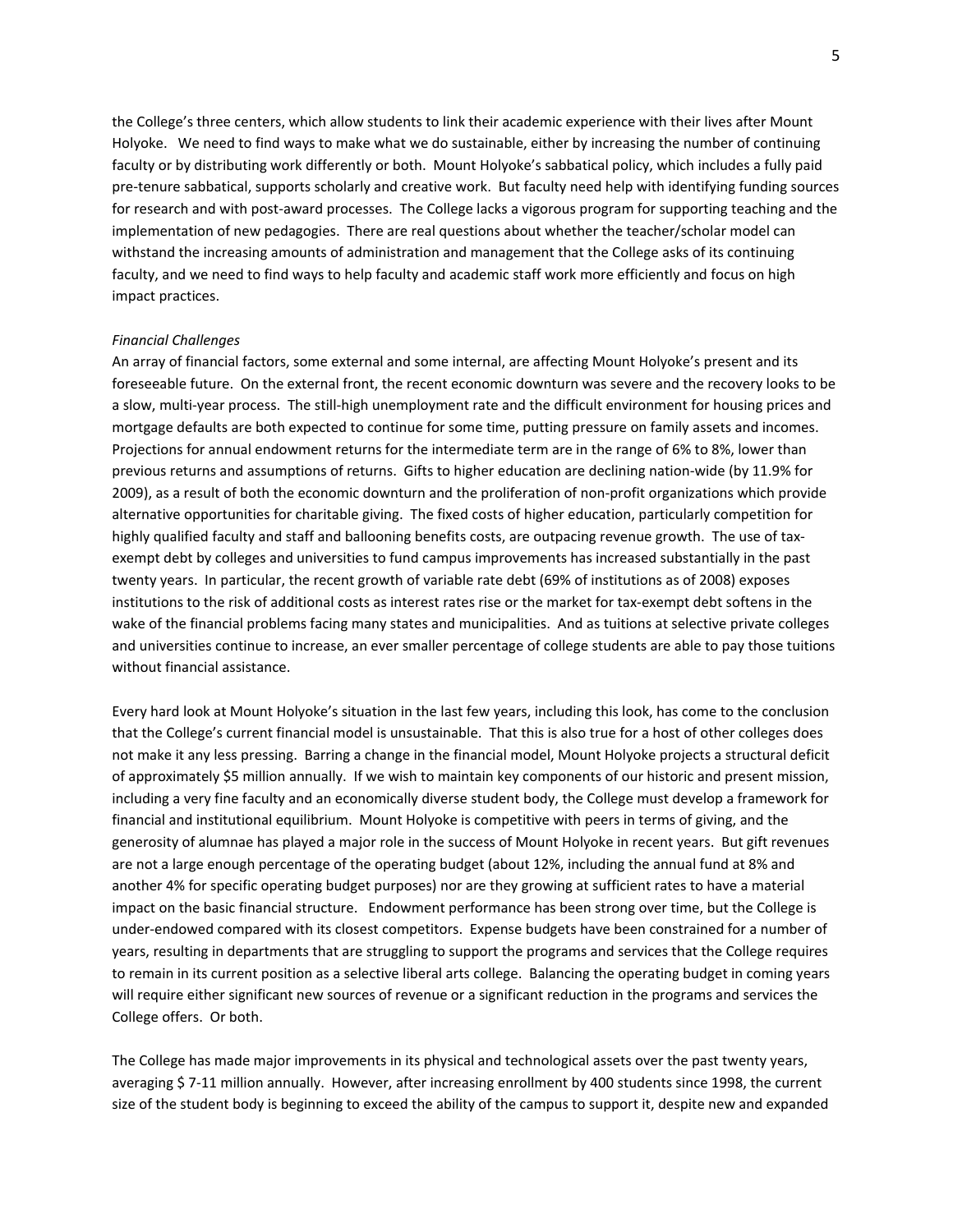the College's three centers, which allow students to link their academic experience with their lives after Mount Holyoke. We need to find ways to make what we do sustainable, either by increasing the number of continuing faculty or by distributing work differently or both. Mount Holyoke's sabbatical policy, which includes a fully paid pre-tenure sabbatical, supports scholarly and creative work. But faculty need help with identifying funding sources for research and with post-award processes. The College lacks a vigorous program for supporting teaching and the implementation of new pedagogies. There are real questions about whether the teacher/scholar model can withstand the increasing amounts of administration and management that the College asks of its continuing faculty, and we need to find ways to help faculty and academic staff work more efficiently and focus on high impact practices.

*Financial Challenges*

An array of financial factors, some external and some internal, are affecting Mount Holyoke's present and its foreseeable future. On the external front, the recent economic downturn was severe and the recovery looks to be a slow, multi-year process. The still-high unemployment rate and the difficult environment for housing prices and mortgage defaults are both expected to continue for some time, putting pressure on family assets and incomes. Projections for annual endowment returns for the intermediate term are in the range of 6% to 8%, lower than previous returns and assumptions of returns. Gifts to higher education are declining nation-wide (by 11.9% for 2009), as a result of both the economic downturn and the proliferation of non-profit organizations which provide alternative opportunities for charitable giving. The fixed costs of higher education, particularly competition for highly qualified faculty and staff and ballooning benefits costs, are outpacing revenue growth. The use of tax-exempt debt by colleges and universities to fund campus improvements has increased substantially in the past twenty years. In particular, the recent growth of variable rate debt (69% of institutions as of 2008) exposes institutions to the risk of additional costs as interest rates rise or the market for tax-exempt debt softens in the wake of the financial problems facing many states and municipalities. And as tuitions at selective private colleges and universities continue to increase, an ever smaller percentage of college students are able to pay those tuitions without financial assistance.

Every hard look at Mount Holyoke's situation in the last few years, including this look, has come to the conclusion that the College's current financial model is unsustainable. That this is also true for a host of other colleges does not make it any less pressing. Barring a change in the financial model, Mount Holyoke projects a structural deficit of approximately $5 million annually. If we wish to maintain key components of our historic and present mission, including a very fine faculty and an economically diverse student body, the College must develop a framework for financial and institutional equilibrium. Mount Holyoke is competitive with peers in terms of giving, and the generosity of alumnae has played a major role in the success of Mount Holyoke in recent years. But gift revenues are not a large enough percentage of the operating budget (about 12%, including the annual fund at 8% and another 4% for specific operating budget purposes) nor are they growing at sufficient rates to have a material impact on the basic financial structure. Endowment performance has been strong over time, but the College is under-endowed compared with its closest competitors. Expense budgets have been constrained for a number of years, resulting in departments that are struggling to support the programs and services that the College requires to remain in its current position as a selective liberal arts college. Balancing the operating budget in coming years will require either significant new sources of revenue or a significant reduction in the programs and services the College offers. Or both.

The College has made major improvements in its physical and technological assets over the past twenty years, averaging $ 7-11 million annually. However, after increasing enrollment by 400 students since 1998, the current size of the student body is beginning to exceed the ability of the campus to support it, despite new and expanded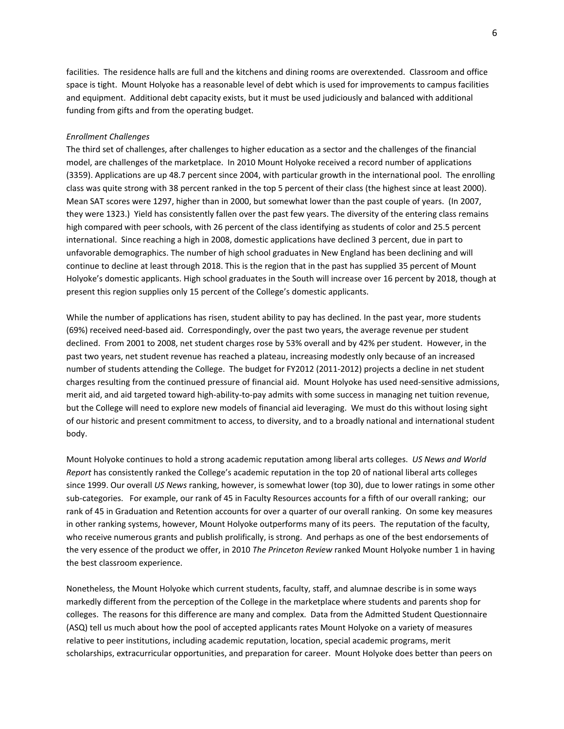facilities. The residence halls are full and the kitchens and dining rooms are overextended. Classroom and office space is tight. Mount Holyoke has a reasonable level of debt which is used for improvements to campus facilities and equipment. Additional debt capacity exists, but it must be used judiciously and balanced with additional funding from gifts and from the operating budget.

*Enrollment Challenges*

The third set of challenges, after challenges to higher education as a sector and the challenges of the financial model, are challenges of the marketplace. In 2010 Mount Holyoke received a record number of applications (3359). Applications are up 48.7 percent since 2004, with particular growth in the international pool. The enrolling class was quite strong with 38 percent ranked in the top 5 percent of their class (the highest since at least 2000). Mean SAT scores were 1297, higher than in 2000, but somewhat lower than the past couple of years. (In 2007, they were 1323.) Yield has consistently fallen over the past few years. The diversity of the entering class remains high compared with peer schools, with 26 percent of the class identifying as students of color and 25.5 percent international. Since reaching a high in 2008, domestic applications have declined 3 percent, due in part to unfavorable demographics. The number of high school graduates in New England has been declining and will continue to decline at least through 2018. This is the region that in the past has supplied 35 percent of Mount Holyoke's domestic applicants. High school graduates in the South will increase over 16 percent by 2018, though at present this region supplies only 15 percent of the College's domestic applicants.

While the number of applications has risen, student ability to pay has declined. In the past year, more students (69%) received need-based aid. Correspondingly, over the past two years, the average revenue per student declined. From 2001 to 2008, net student charges rose by 53% overall and by 42% per student. However, in the past two years, net student revenue has reached a plateau, increasing modestly only because of an increased number of students attending the College. The budget for FY2012 (2011-2012) projects a decline in net student charges resulting from the continued pressure of financial aid. Mount Holyoke has used need-sensitive admissions, merit aid, and aid targeted toward high-ability-to-pay admits with some success in managing net tuition revenue, but the College will need to explore new models of financial aid leveraging. We must do this without losing sight of our historic and present commitment to access, to diversity, and to a broadly national and international student body.

Mount Holyoke continues to hold a strong academic reputation among liberal arts colleges. *US News and World Report* has consistently ranked the College's academic reputation in the top 20 of national liberal arts colleges since 1999. Our overall *US News* ranking, however, is somewhat lower (top 30), due to lower ratings in some other sub-categories. For example, our rank of 45 in Faculty Resources accounts for a fifth of our overall ranking; our rank of 45 in Graduation and Retention accounts for over a quarter of our overall ranking. On some key measures in other ranking systems, however, Mount Holyoke outperforms many of its peers. The reputation of the faculty, who receive numerous grants and publish prolifically, is strong. And perhaps as one of the best endorsements of the very essence of the product we offer, in 2010 *The Princeton Review* ranked Mount Holyoke number 1 in having the best classroom experience.

Nonetheless, the Mount Holyoke which current students, faculty, staff, and alumnae describe is in some ways markedly different from the perception of the College in the marketplace where students and parents shop for colleges. The reasons for this difference are many and complex. Data from the Admitted Student Questionnaire (ASQ) tell us much about how the pool of accepted applicants rates Mount Holyoke on a variety of measures relative to peer institutions, including academic reputation, location, special academic programs, merit scholarships, extracurricular opportunities, and preparation for career. Mount Holyoke does better than peers on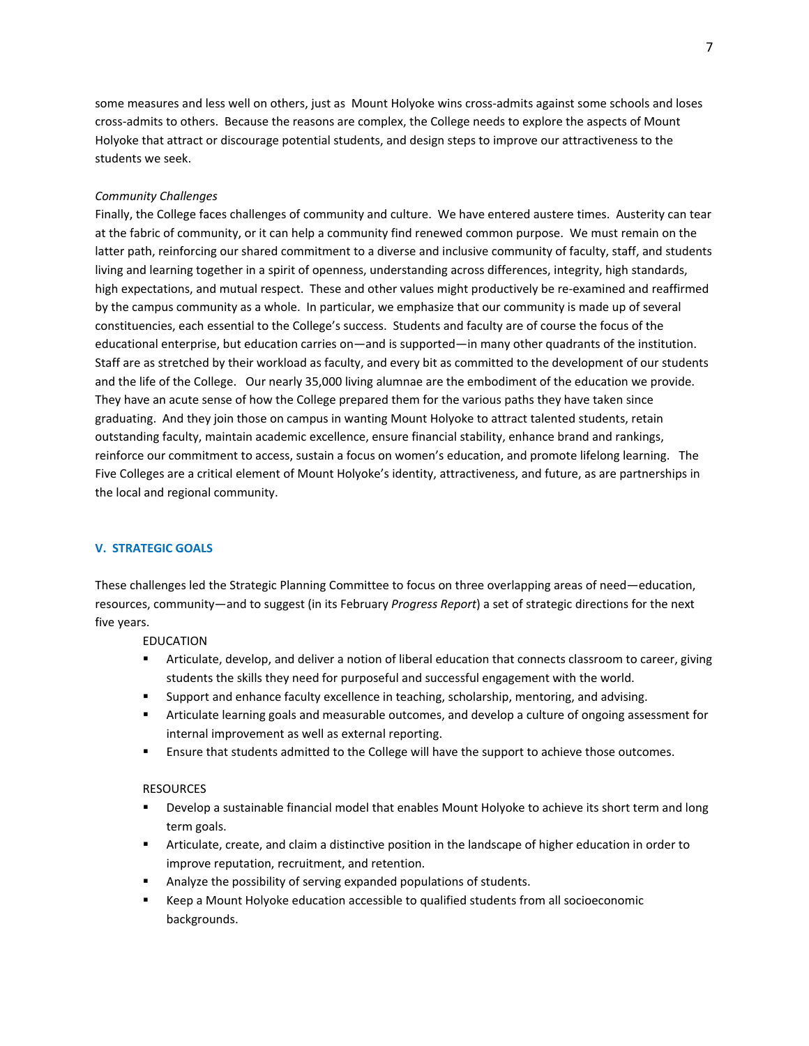some measures and less well on others, just as Mount Holyoke wins cross-admits against some schools and loses cross-admits to others. Because the reasons are complex, the College needs to explore the aspects of Mount Holyoke that attract or discourage potential students, and design steps to improve our attractiveness to the students we seek.

*Community Challenges*

Finally, the College faces challenges of community and culture. We have entered austere times. Austerity can tear at the fabric of community, or it can help a community find renewed common purpose. We must remain on the latter path, reinforcing our shared commitment to a diverse and inclusive community of faculty, staff, and students living and learning together in a spirit of openness, understanding across differences, integrity, high standards, high expectations, and mutual respect. These and other values might productively be re-examined and reaffirmed by the campus community as a whole. In particular, we emphasize that our community is made up of several constituencies, each essential to the College's success. Students and faculty are of course the focus of the educational enterprise, but education carries on—and is supported—in many other quadrants of the institution. Staff are as stretched by their workload as faculty, and every bit as committed to the development of our students and the life of the College. Our nearly 35,000 living alumnae are the embodiment of the education we provide. They have an acute sense of how the College prepared them for the various paths they have taken since graduating. And they join those on campus in wanting Mount Holyoke to attract talented students, retain outstanding faculty, maintain academic excellence, ensure financial stability, enhance brand and rankings, reinforce our commitment to access, sustain a focus on women's education, and promote lifelong learning. The Five Colleges are a critical element of Mount Holyoke's identity, attractiveness, and future, as are partnerships in the local and regional community.

## V. STRATEGIC GOALS

These challenges led the Strategic Planning Committee to focus on three overlapping areas of need—education, resources, community—and to suggest (in its February *Progress Report*) a set of strategic directions for the next five years.

EDUCATION

- Articulate, develop, and deliver a notion of liberal education that connects classroom to career, giving students the skills they need for purposeful and successful engagement with the world.
- Support and enhance faculty excellence in teaching, scholarship, mentoring, and advising.
- Articulate learning goals and measurable outcomes, and develop a culture of ongoing assessment for internal improvement as well as external reporting.
- Ensure that students admitted to the College will have the support to achieve those outcomes.

RESOURCES

- Develop a sustainable financial model that enables Mount Holyoke to achieve its short term and long term goals.
- Articulate, create, and claim a distinctive position in the landscape of higher education in order to improve reputation, recruitment, and retention.
- Analyze the possibility of serving expanded populations of students.
- Keep a Mount Holyoke education accessible to qualified students from all socioeconomic backgrounds.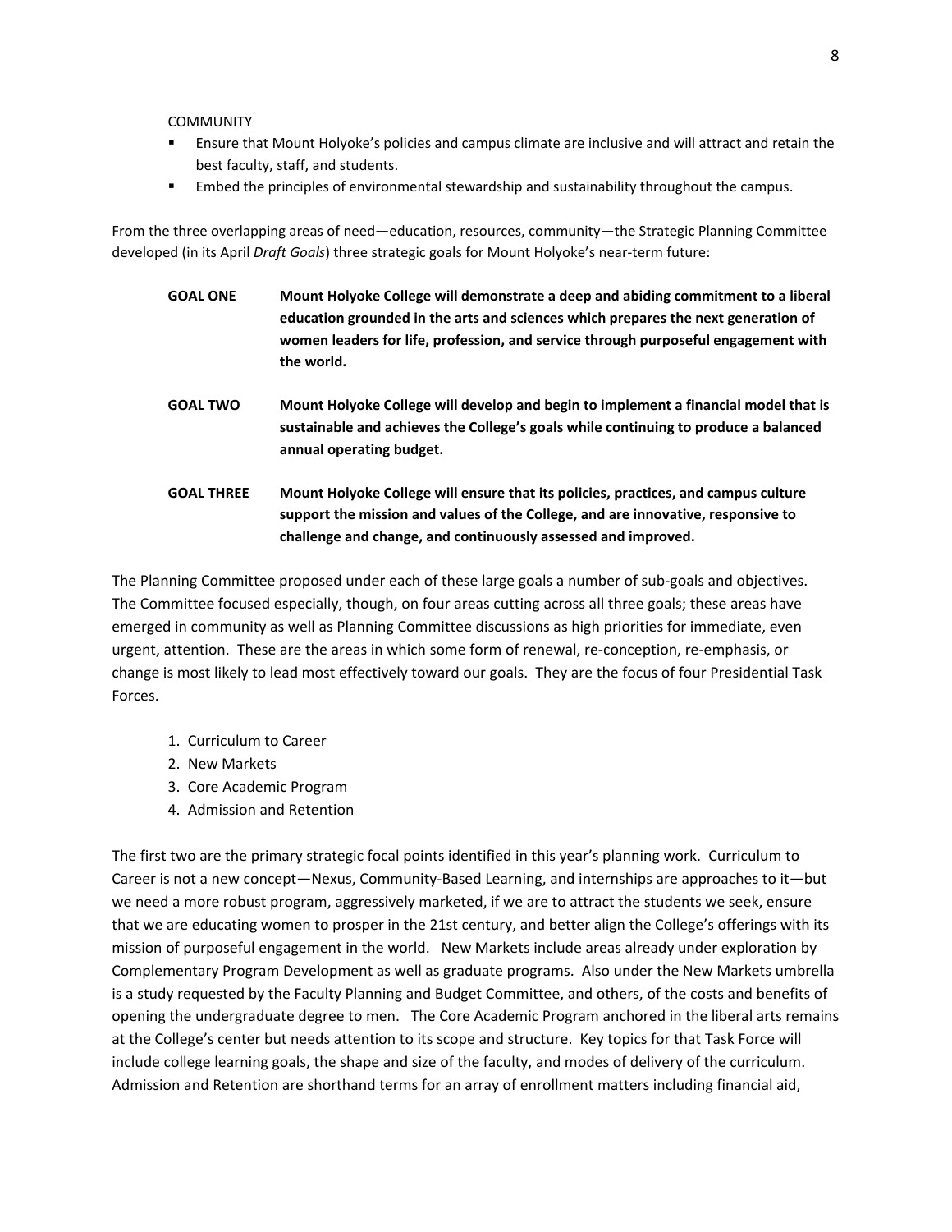COMMUNITY

- Ensure that Mount Holyoke's policies and campus climate are inclusive and will attract and retain the best faculty, staff, and students.
- Embed the principles of environmental stewardship and sustainability throughout the campus.

From the three overlapping areas of need—education, resources, community—the Strategic Planning Committee developed (in its April *Draft Goals*) three strategic goals for Mount Holyoke's near-term future:

**GOAL ONE** **Mount Holyoke College will demonstrate a deep and abiding commitment to a liberal education grounded in the arts and sciences which prepares the next generation of women leaders for life, profession, and service through purposeful engagement with the world.**

**GOAL TWO** **Mount Holyoke College will develop and begin to implement a financial model that is sustainable and achieves the College's goals while continuing to produce a balanced annual operating budget.**

**GOAL THREE** **Mount Holyoke College will ensure that its policies, practices, and campus culture support the mission and values of the College, and are innovative, responsive to challenge and change, and continuously assessed and improved.**

The Planning Committee proposed under each of these large goals a number of sub-goals and objectives. The Committee focused especially, though, on four areas cutting across all three goals; these areas have emerged in community as well as Planning Committee discussions as high priorities for immediate, even urgent, attention. These are the areas in which some form of renewal, re-conception, re-emphasis, or change is most likely to lead most effectively toward our goals. They are the focus of four Presidential Task Forces.

1. Curriculum to Career
2. New Markets
3. Core Academic Program
4. Admission and Retention

The first two are the primary strategic focal points identified in this year's planning work. Curriculum to Career is not a new concept—Nexus, Community-Based Learning, and internships are approaches to it—but we need a more robust program, aggressively marketed, if we are to attract the students we seek, ensure that we are educating women to prosper in the 21st century, and better align the College's offerings with its mission of purposeful engagement in the world. New Markets include areas already under exploration by Complementary Program Development as well as graduate programs. Also under the New Markets umbrella is a study requested by the Faculty Planning and Budget Committee, and others, of the costs and benefits of opening the undergraduate degree to men. The Core Academic Program anchored in the liberal arts remains at the College's center but needs attention to its scope and structure. Key topics for that Task Force will include college learning goals, the shape and size of the faculty, and modes of delivery of the curriculum. Admission and Retention are shorthand terms for an array of enrollment matters including financial aid,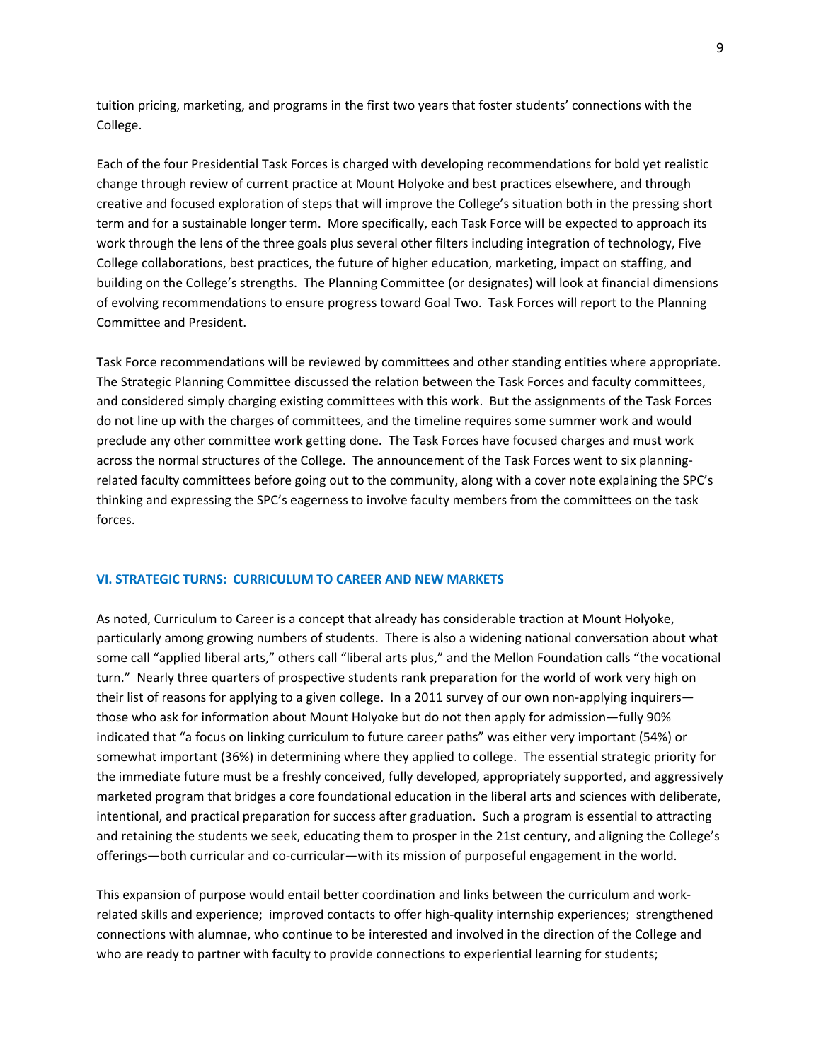tuition pricing, marketing, and programs in the first two years that foster students' connections with the College.

Each of the four Presidential Task Forces is charged with developing recommendations for bold yet realistic change through review of current practice at Mount Holyoke and best practices elsewhere, and through creative and focused exploration of steps that will improve the College's situation both in the pressing short term and for a sustainable longer term. More specifically, each Task Force will be expected to approach its work through the lens of the three goals plus several other filters including integration of technology, Five College collaborations, best practices, the future of higher education, marketing, impact on staffing, and building on the College's strengths. The Planning Committee (or designates) will look at financial dimensions of evolving recommendations to ensure progress toward Goal Two. Task Forces will report to the Planning Committee and President.

Task Force recommendations will be reviewed by committees and other standing entities where appropriate. The Strategic Planning Committee discussed the relation between the Task Forces and faculty committees, and considered simply charging existing committees with this work. But the assignments of the Task Forces do not line up with the charges of committees, and the timeline requires some summer work and would preclude any other committee work getting done. The Task Forces have focused charges and must work across the normal structures of the College. The announcement of the Task Forces went to six planning-related faculty committees before going out to the community, along with a cover note explaining the SPC's thinking and expressing the SPC's eagerness to involve faculty members from the committees on the task forces.

## VI. STRATEGIC TURNS: CURRICULUM TO CAREER AND NEW MARKETS

As noted, Curriculum to Career is a concept that already has considerable traction at Mount Holyoke, particularly among growing numbers of students. There is also a widening national conversation about what some call "applied liberal arts," others call "liberal arts plus," and the Mellon Foundation calls "the vocational turn." Nearly three quarters of prospective students rank preparation for the world of work very high on their list of reasons for applying to a given college. In a 2011 survey of our own non-applying inquirers—those who ask for information about Mount Holyoke but do not then apply for admission—fully 90% indicated that "a focus on linking curriculum to future career paths" was either very important (54%) or somewhat important (36%) in determining where they applied to college. The essential strategic priority for the immediate future must be a freshly conceived, fully developed, appropriately supported, and aggressively marketed program that bridges a core foundational education in the liberal arts and sciences with deliberate, intentional, and practical preparation for success after graduation. Such a program is essential to attracting and retaining the students we seek, educating them to prosper in the 21st century, and aligning the College's offerings—both curricular and co-curricular—with its mission of purposeful engagement in the world.

This expansion of purpose would entail better coordination and links between the curriculum and work-related skills and experience; improved contacts to offer high-quality internship experiences; strengthened connections with alumnae, who continue to be interested and involved in the direction of the College and who are ready to partner with faculty to provide connections to experiential learning for students;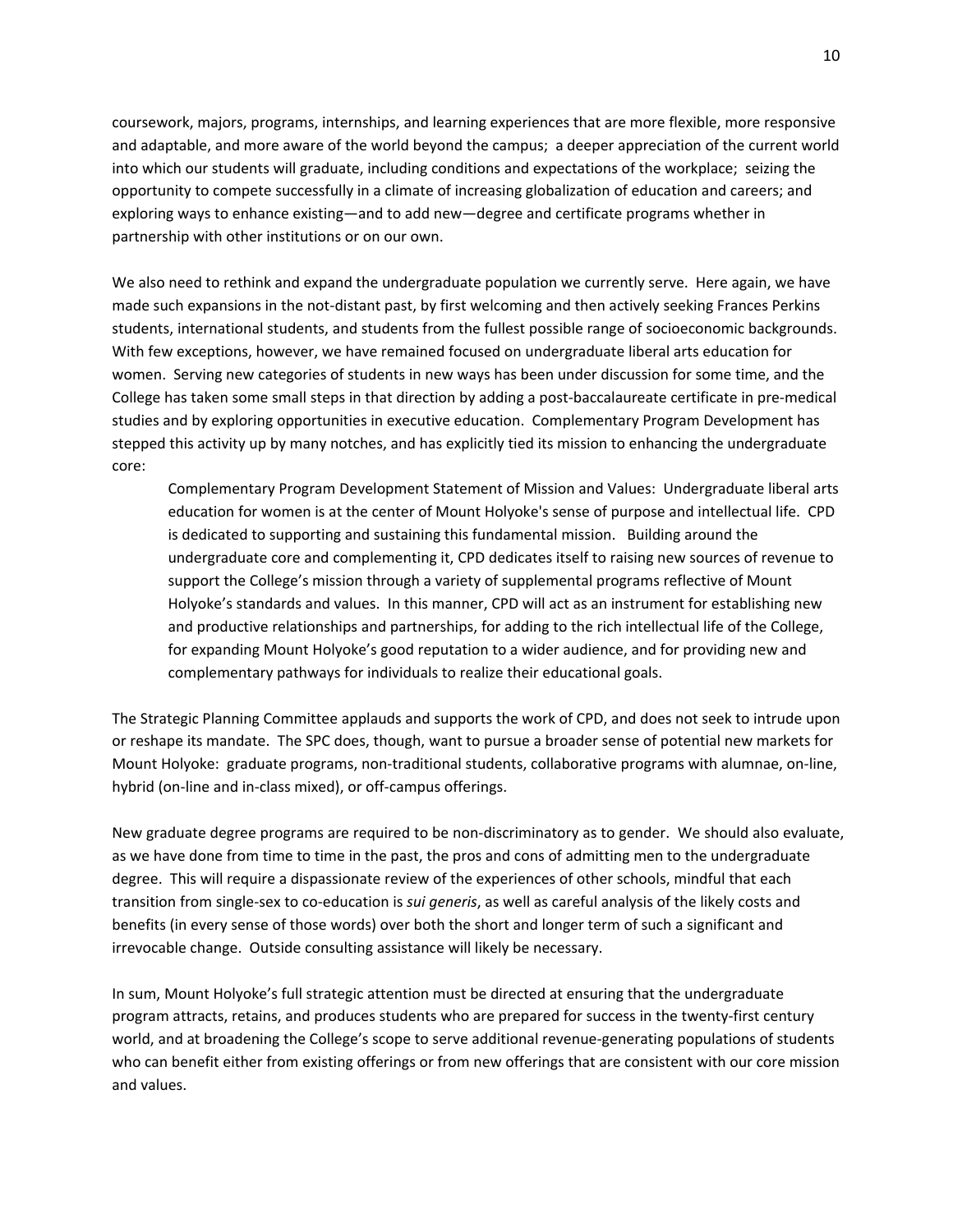coursework, majors, programs, internships, and learning experiences that are more flexible, more responsive and adaptable, and more aware of the world beyond the campus; a deeper appreciation of the current world into which our students will graduate, including conditions and expectations of the workplace; seizing the opportunity to compete successfully in a climate of increasing globalization of education and careers; and exploring ways to enhance existing—and to add new—degree and certificate programs whether in partnership with other institutions or on our own.

We also need to rethink and expand the undergraduate population we currently serve. Here again, we have made such expansions in the not-distant past, by first welcoming and then actively seeking Frances Perkins students, international students, and students from the fullest possible range of socioeconomic backgrounds. With few exceptions, however, we have remained focused on undergraduate liberal arts education for women. Serving new categories of students in new ways has been under discussion for some time, and the College has taken some small steps in that direction by adding a post-baccalaureate certificate in pre-medical studies and by exploring opportunities in executive education. Complementary Program Development has stepped this activity up by many notches, and has explicitly tied its mission to enhancing the undergraduate core:

> Complementary Program Development Statement of Mission and Values: Undergraduate liberal arts education for women is at the center of Mount Holyoke's sense of purpose and intellectual life. CPD is dedicated to supporting and sustaining this fundamental mission. Building around the undergraduate core and complementing it, CPD dedicates itself to raising new sources of revenue to support the College's mission through a variety of supplemental programs reflective of Mount Holyoke's standards and values. In this manner, CPD will act as an instrument for establishing new and productive relationships and partnerships, for adding to the rich intellectual life of the College, for expanding Mount Holyoke's good reputation to a wider audience, and for providing new and complementary pathways for individuals to realize their educational goals.

The Strategic Planning Committee applauds and supports the work of CPD, and does not seek to intrude upon or reshape its mandate. The SPC does, though, want to pursue a broader sense of potential new markets for Mount Holyoke: graduate programs, non-traditional students, collaborative programs with alumnae, on-line, hybrid (on-line and in-class mixed), or off-campus offerings.

New graduate degree programs are required to be non-discriminatory as to gender. We should also evaluate, as we have done from time to time in the past, the pros and cons of admitting men to the undergraduate degree. This will require a dispassionate review of the experiences of other schools, mindful that each transition from single-sex to co-education is *sui generis*, as well as careful analysis of the likely costs and benefits (in every sense of those words) over both the short and longer term of such a significant and irrevocable change. Outside consulting assistance will likely be necessary.

In sum, Mount Holyoke's full strategic attention must be directed at ensuring that the undergraduate program attracts, retains, and produces students who are prepared for success in the twenty-first century world, and at broadening the College's scope to serve additional revenue-generating populations of students who can benefit either from existing offerings or from new offerings that are consistent with our core mission and values.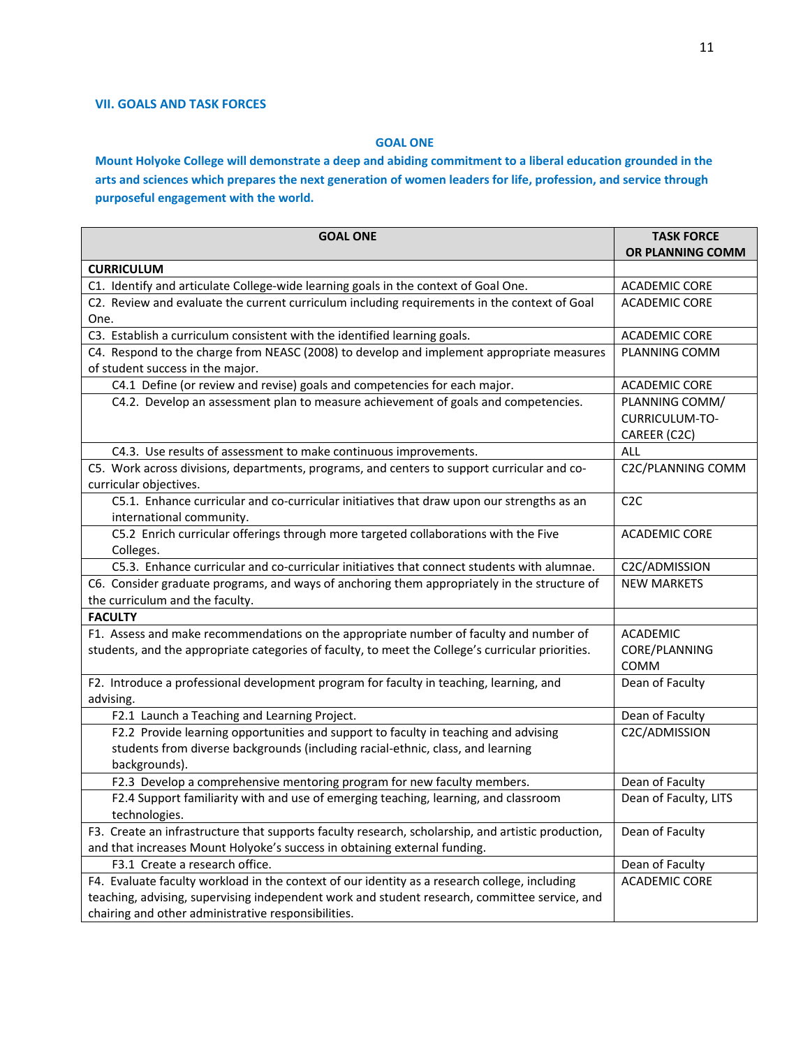## VII. GOALS AND TASK FORCES

### GOAL ONE

**Mount Holyoke College will demonstrate a deep and abiding commitment to a liberal education grounded in the arts and sciences which prepares the next generation of women leaders for life, profession, and service through purposeful engagement with the world.**

| GOAL ONE | TASK FORCE OR PLANNING COMM |
|---|---|
| **CURRICULUM** | |
| C1. Identify and articulate College-wide learning goals in the context of Goal One. | ACADEMIC CORE |
| C2. Review and evaluate the current curriculum including requirements in the context of Goal One. | ACADEMIC CORE |
| C3. Establish a curriculum consistent with the identified learning goals. | ACADEMIC CORE |
| C4. Respond to the charge from NEASC (2008) to develop and implement appropriate measures of student success in the major. | PLANNING COMM |
| C4.1 Define (or review and revise) goals and competencies for each major. | ACADEMIC CORE |
| C4.2. Develop an assessment plan to measure achievement of goals and competencies. | PLANNING COMM/ CURRICULUM-TO-CAREER (C2C) |
| C4.3. Use results of assessment to make continuous improvements. | ALL |
| C5. Work across divisions, departments, programs, and centers to support curricular and co-curricular objectives. | C2C/PLANNING COMM |
| C5.1. Enhance curricular and co-curricular initiatives that draw upon our strengths as an international community. | C2C |
| C5.2 Enrich curricular offerings through more targeted collaborations with the Five Colleges. | ACADEMIC CORE |
| C5.3. Enhance curricular and co-curricular initiatives that connect students with alumnae. | C2C/ADMISSION |
| C6. Consider graduate programs, and ways of anchoring them appropriately in the structure of the curriculum and the faculty. | NEW MARKETS |
| **FACULTY** | |
| F1. Assess and make recommendations on the appropriate number of faculty and number of students, and the appropriate categories of faculty, to meet the College's curricular priorities. | ACADEMIC CORE/PLANNING COMM |
| F2. Introduce a professional development program for faculty in teaching, learning, and advising. | Dean of Faculty |
| F2.1 Launch a Teaching and Learning Project. | Dean of Faculty |
| F2.2 Provide learning opportunities and support to faculty in teaching and advising students from diverse backgrounds (including racial-ethnic, class, and learning backgrounds). | C2C/ADMISSION |
| F2.3 Develop a comprehensive mentoring program for new faculty members. | Dean of Faculty |
| F2.4 Support familiarity with and use of emerging teaching, learning, and classroom technologies. | Dean of Faculty, LITS |
| F3. Create an infrastructure that supports faculty research, scholarship, and artistic production, and that increases Mount Holyoke's success in obtaining external funding. | Dean of Faculty |
| F3.1 Create a research office. | Dean of Faculty |
| F4. Evaluate faculty workload in the context of our identity as a research college, including teaching, advising, supervising independent work and student research, committee service, and chairing and other administrative responsibilities. | ACADEMIC CORE |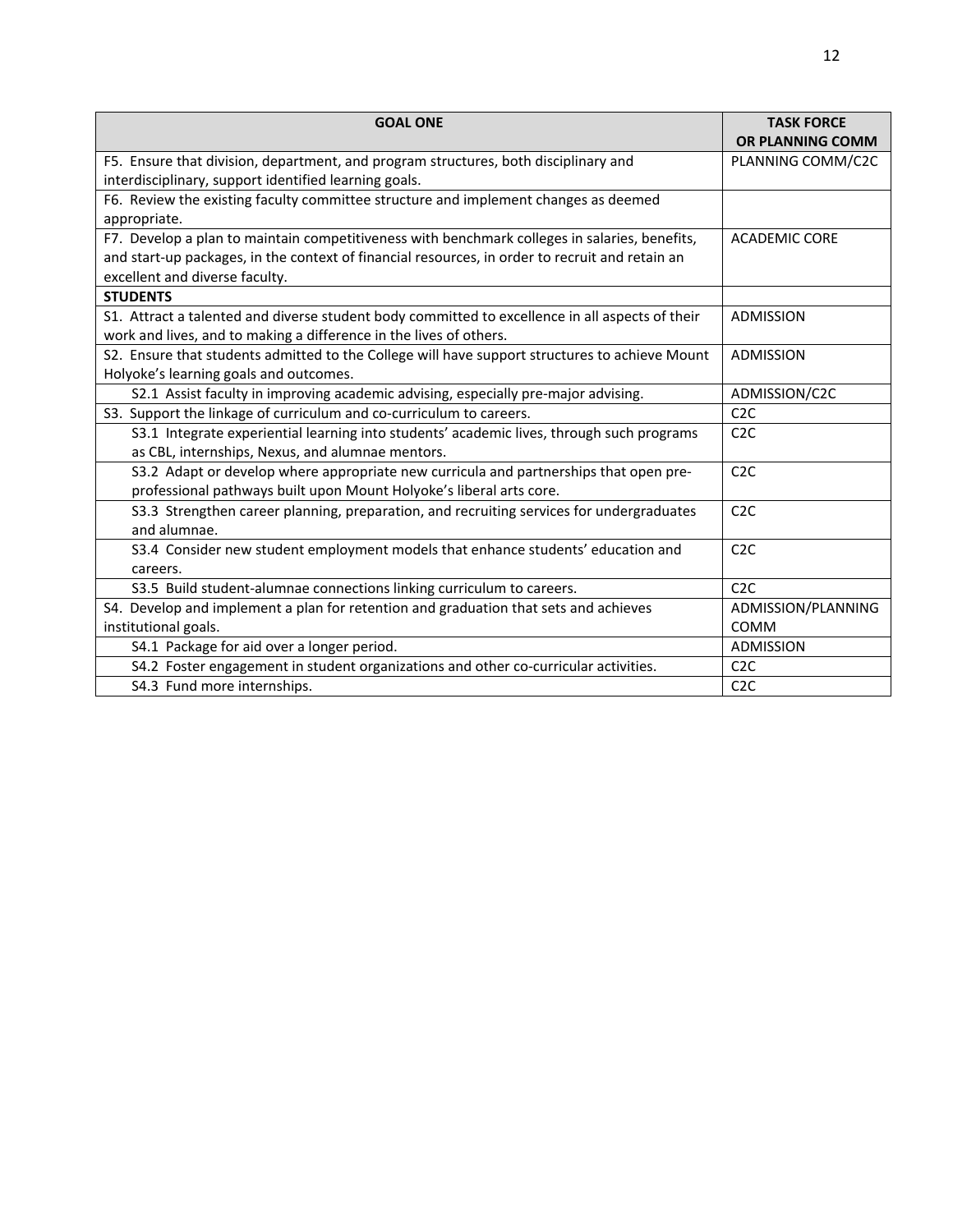| GOAL ONE | TASK FORCE OR PLANNING COMM |
|---|---|
| F5. Ensure that division, department, and program structures, both disciplinary and interdisciplinary, support identified learning goals. | PLANNING COMM/C2C |
| F6. Review the existing faculty committee structure and implement changes as deemed appropriate. | |
| F7. Develop a plan to maintain competitiveness with benchmark colleges in salaries, benefits, and start-up packages, in the context of financial resources, in order to recruit and retain an excellent and diverse faculty. | ACADEMIC CORE |
| **STUDENTS** | |
| S1. Attract a talented and diverse student body committed to excellence in all aspects of their work and lives, and to making a difference in the lives of others. | ADMISSION |
| S2. Ensure that students admitted to the College will have support structures to achieve Mount Holyoke's learning goals and outcomes. | ADMISSION |
| S2.1 Assist faculty in improving academic advising, especially pre-major advising. | ADMISSION/C2C |
| S3. Support the linkage of curriculum and co-curriculum to careers. | C2C |
| S3.1 Integrate experiential learning into students' academic lives, through such programs as CBL, internships, Nexus, and alumnae mentors. | C2C |
| S3.2 Adapt or develop where appropriate new curricula and partnerships that open pre-professional pathways built upon Mount Holyoke's liberal arts core. | C2C |
| S3.3 Strengthen career planning, preparation, and recruiting services for undergraduates and alumnae. | C2C |
| S3.4 Consider new student employment models that enhance students' education and careers. | C2C |
| S3.5 Build student-alumnae connections linking curriculum to careers. | C2C |
| S4. Develop and implement a plan for retention and graduation that sets and achieves institutional goals. | ADMISSION/PLANNING COMM |
| S4.1 Package for aid over a longer period. | ADMISSION |
| S4.2 Foster engagement in student organizations and other co-curricular activities. | C2C |
| S4.3 Fund more internships. | C2C |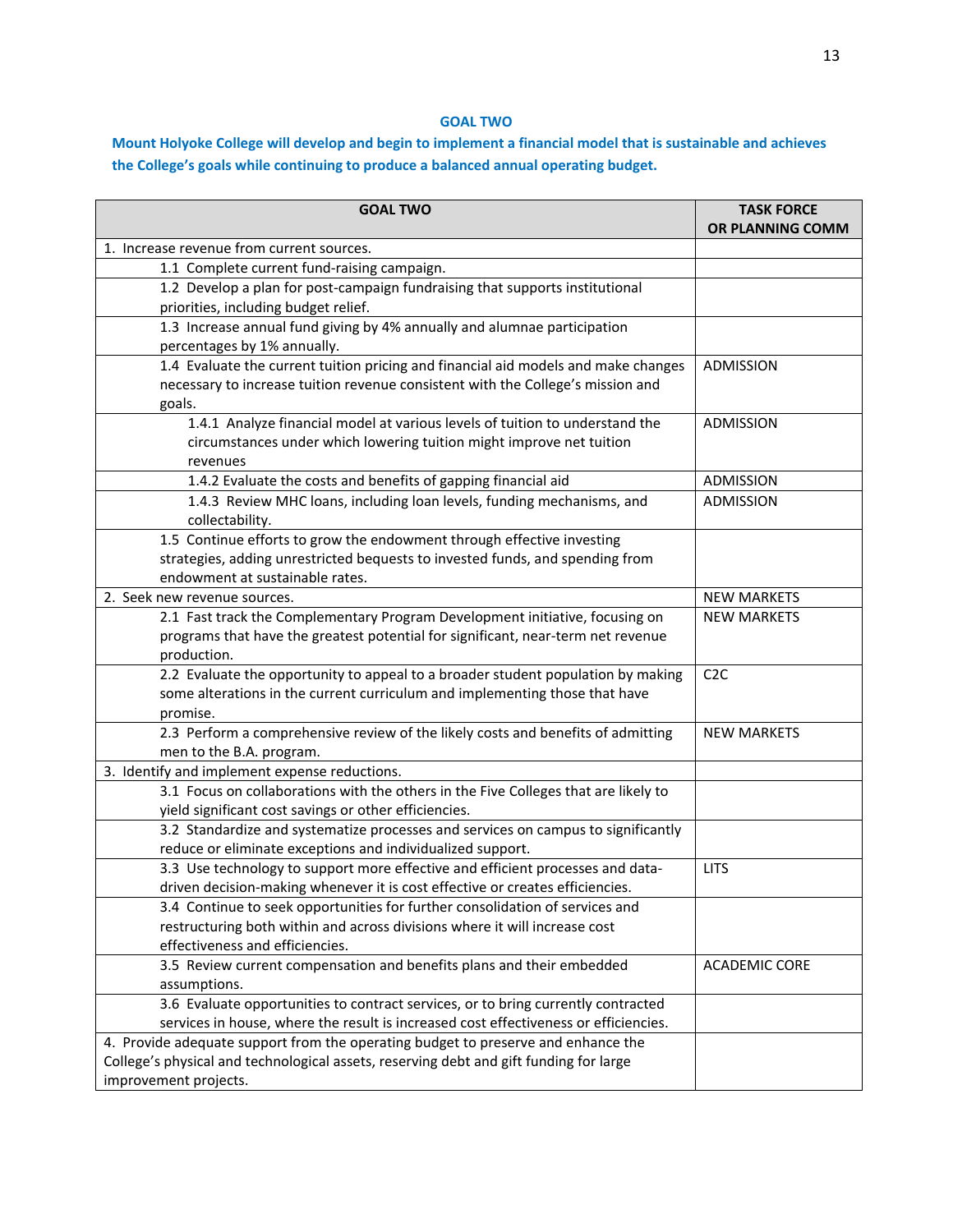## GOAL TWO

**Mount Holyoke College will develop and begin to implement a financial model that is sustainable and achieves the College's goals while continuing to produce a balanced annual operating budget.**

| GOAL TWO | TASK FORCE OR PLANNING COMM |
|---|---|
| 1. Increase revenue from current sources. | |
| 1.1 Complete current fund-raising campaign. | |
| 1.2 Develop a plan for post-campaign fundraising that supports institutional priorities, including budget relief. | |
| 1.3 Increase annual fund giving by 4% annually and alumnae participation percentages by 1% annually. | |
| 1.4 Evaluate the current tuition pricing and financial aid models and make changes necessary to increase tuition revenue consistent with the College's mission and goals. | ADMISSION |
| 1.4.1 Analyze financial model at various levels of tuition to understand the circumstances under which lowering tuition might improve net tuition revenues | ADMISSION |
| 1.4.2 Evaluate the costs and benefits of gapping financial aid | ADMISSION |
| 1.4.3 Review MHC loans, including loan levels, funding mechanisms, and collectability. | ADMISSION |
| 1.5 Continue efforts to grow the endowment through effective investing strategies, adding unrestricted bequests to invested funds, and spending from endowment at sustainable rates. | |
| 2. Seek new revenue sources. | NEW MARKETS |
| 2.1 Fast track the Complementary Program Development initiative, focusing on programs that have the greatest potential for significant, near-term net revenue production. | NEW MARKETS |
| 2.2 Evaluate the opportunity to appeal to a broader student population by making some alterations in the current curriculum and implementing those that have promise. | C2C |
| 2.3 Perform a comprehensive review of the likely costs and benefits of admitting men to the B.A. program. | NEW MARKETS |
| 3. Identify and implement expense reductions. | |
| 3.1 Focus on collaborations with the others in the Five Colleges that are likely to yield significant cost savings or other efficiencies. | |
| 3.2 Standardize and systematize processes and services on campus to significantly reduce or eliminate exceptions and individualized support. | |
| 3.3 Use technology to support more effective and efficient processes and data-driven decision-making whenever it is cost effective or creates efficiencies. | LITS |
| 3.4 Continue to seek opportunities for further consolidation of services and restructuring both within and across divisions where it will increase cost effectiveness and efficiencies. | |
| 3.5 Review current compensation and benefits plans and their embedded assumptions. | ACADEMIC CORE |
| 3.6 Evaluate opportunities to contract services, or to bring currently contracted services in house, where the result is increased cost effectiveness or efficiencies. | |
| 4. Provide adequate support from the operating budget to preserve and enhance the College's physical and technological assets, reserving debt and gift funding for large improvement projects. | |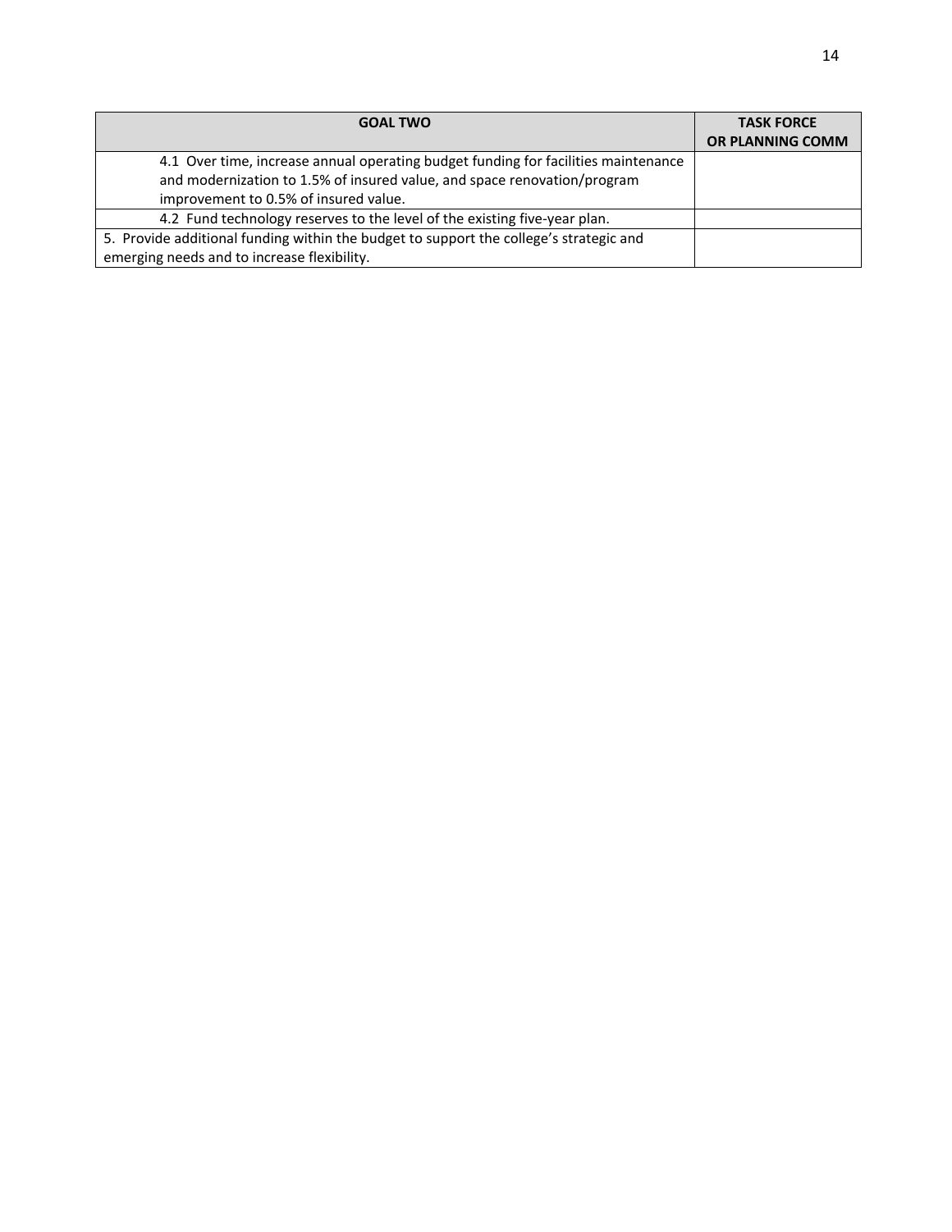| GOAL TWO | TASK FORCE OR PLANNING COMM |
| --- | --- |
| 4.1 Over time, increase annual operating budget funding for facilities maintenance and modernization to 1.5% of insured value, and space renovation/program improvement to 0.5% of insured value. | |
| 4.2 Fund technology reserves to the level of the existing five-year plan. | |
| 5. Provide additional funding within the budget to support the college's strategic and emerging needs and to increase flexibility. | |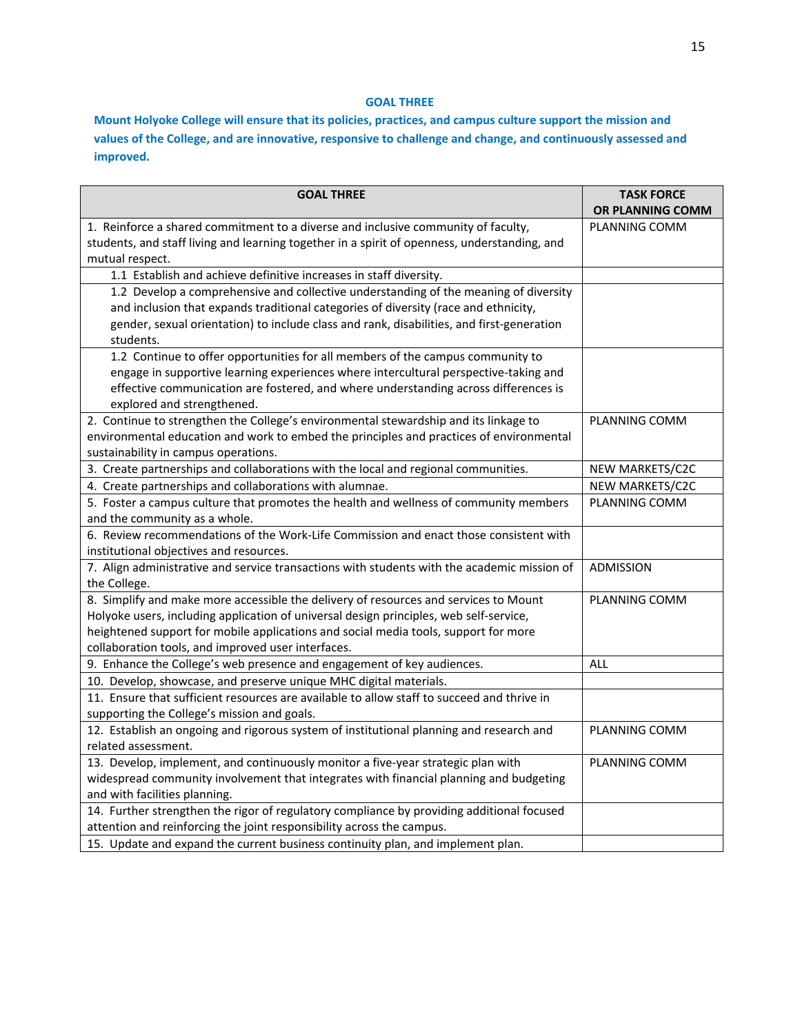## GOAL THREE

**Mount Holyoke College will ensure that its policies, practices, and campus culture support the mission and values of the College, and are innovative, responsive to challenge and change, and continuously assessed and improved.**

| GOAL THREE | TASK FORCE OR PLANNING COMM |
|---|---|
| 1. Reinforce a shared commitment to a diverse and inclusive community of faculty, students, and staff living and learning together in a spirit of openness, understanding, and mutual respect. | PLANNING COMM |
| 1.1 Establish and achieve definitive increases in staff diversity. | |
| 1.2 Develop a comprehensive and collective understanding of the meaning of diversity and inclusion that expands traditional categories of diversity (race and ethnicity, gender, sexual orientation) to include class and rank, disabilities, and first-generation students. | |
| 1.2 Continue to offer opportunities for all members of the campus community to engage in supportive learning experiences where intercultural perspective-taking and effective communication are fostered, and where understanding across differences is explored and strengthened. | |
| 2. Continue to strengthen the College's environmental stewardship and its linkage to environmental education and work to embed the principles and practices of environmental sustainability in campus operations. | PLANNING COMM |
| 3. Create partnerships and collaborations with the local and regional communities. | NEW MARKETS/C2C |
| 4. Create partnerships and collaborations with alumnae. | NEW MARKETS/C2C |
| 5. Foster a campus culture that promotes the health and wellness of community members and the community as a whole. | PLANNING COMM |
| 6. Review recommendations of the Work-Life Commission and enact those consistent with institutional objectives and resources. | |
| 7. Align administrative and service transactions with students with the academic mission of the College. | ADMISSION |
| 8. Simplify and make more accessible the delivery of resources and services to Mount Holyoke users, including application of universal design principles, web self-service, heightened support for mobile applications and social media tools, support for more collaboration tools, and improved user interfaces. | PLANNING COMM |
| 9. Enhance the College's web presence and engagement of key audiences. | ALL |
| 10. Develop, showcase, and preserve unique MHC digital materials. | |
| 11. Ensure that sufficient resources are available to allow staff to succeed and thrive in supporting the College's mission and goals. | |
| 12. Establish an ongoing and rigorous system of institutional planning and research and related assessment. | PLANNING COMM |
| 13. Develop, implement, and continuously monitor a five-year strategic plan with widespread community involvement that integrates with financial planning and budgeting and with facilities planning. | PLANNING COMM |
| 14. Further strengthen the rigor of regulatory compliance by providing additional focused attention and reinforcing the joint responsibility across the campus. | |
| 15. Update and expand the current business continuity plan, and implement plan. | |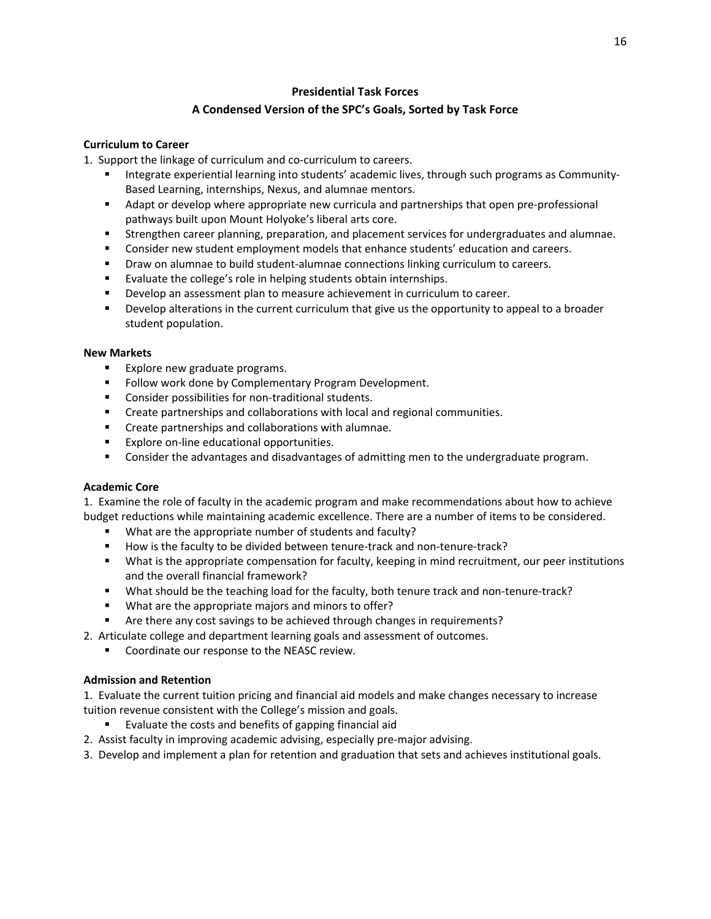## Presidential Task Forces

## A Condensed Version of the SPC's Goals, Sorted by Task Force

**Curriculum to Career**

1. Support the linkage of curriculum and co-curriculum to careers.
   - Integrate experiential learning into students' academic lives, through such programs as Community-Based Learning, internships, Nexus, and alumnae mentors.
   - Adapt or develop where appropriate new curricula and partnerships that open pre-professional pathways built upon Mount Holyoke's liberal arts core.
   - Strengthen career planning, preparation, and placement services for undergraduates and alumnae.
   - Consider new student employment models that enhance students' education and careers.
   - Draw on alumnae to build student-alumnae connections linking curriculum to careers.
   - Evaluate the college's role in helping students obtain internships.
   - Develop an assessment plan to measure achievement in curriculum to career.
   - Develop alterations in the current curriculum that give us the opportunity to appeal to a broader student population.

**New Markets**

- Explore new graduate programs.
- Follow work done by Complementary Program Development.
- Consider possibilities for non-traditional students.
- Create partnerships and collaborations with local and regional communities.
- Create partnerships and collaborations with alumnae.
- Explore on-line educational opportunities.
- Consider the advantages and disadvantages of admitting men to the undergraduate program.

**Academic Core**

1. Examine the role of faculty in the academic program and make recommendations about how to achieve budget reductions while maintaining academic excellence. There are a number of items to be considered.
   - What are the appropriate number of students and faculty?
   - How is the faculty to be divided between tenure-track and non-tenure-track?
   - What is the appropriate compensation for faculty, keeping in mind recruitment, our peer institutions and the overall financial framework?
   - What should be the teaching load for the faculty, both tenure track and non-tenure-track?
   - What are the appropriate majors and minors to offer?
   - Are there any cost savings to be achieved through changes in requirements?
2. Articulate college and department learning goals and assessment of outcomes.
   - Coordinate our response to the NEASC review.

**Admission and Retention**

1. Evaluate the current tuition pricing and financial aid models and make changes necessary to increase tuition revenue consistent with the College's mission and goals.
   - Evaluate the costs and benefits of gapping financial aid
2. Assist faculty in improving academic advising, especially pre-major advising.
3. Develop and implement a plan for retention and graduation that sets and achieves institutional goals.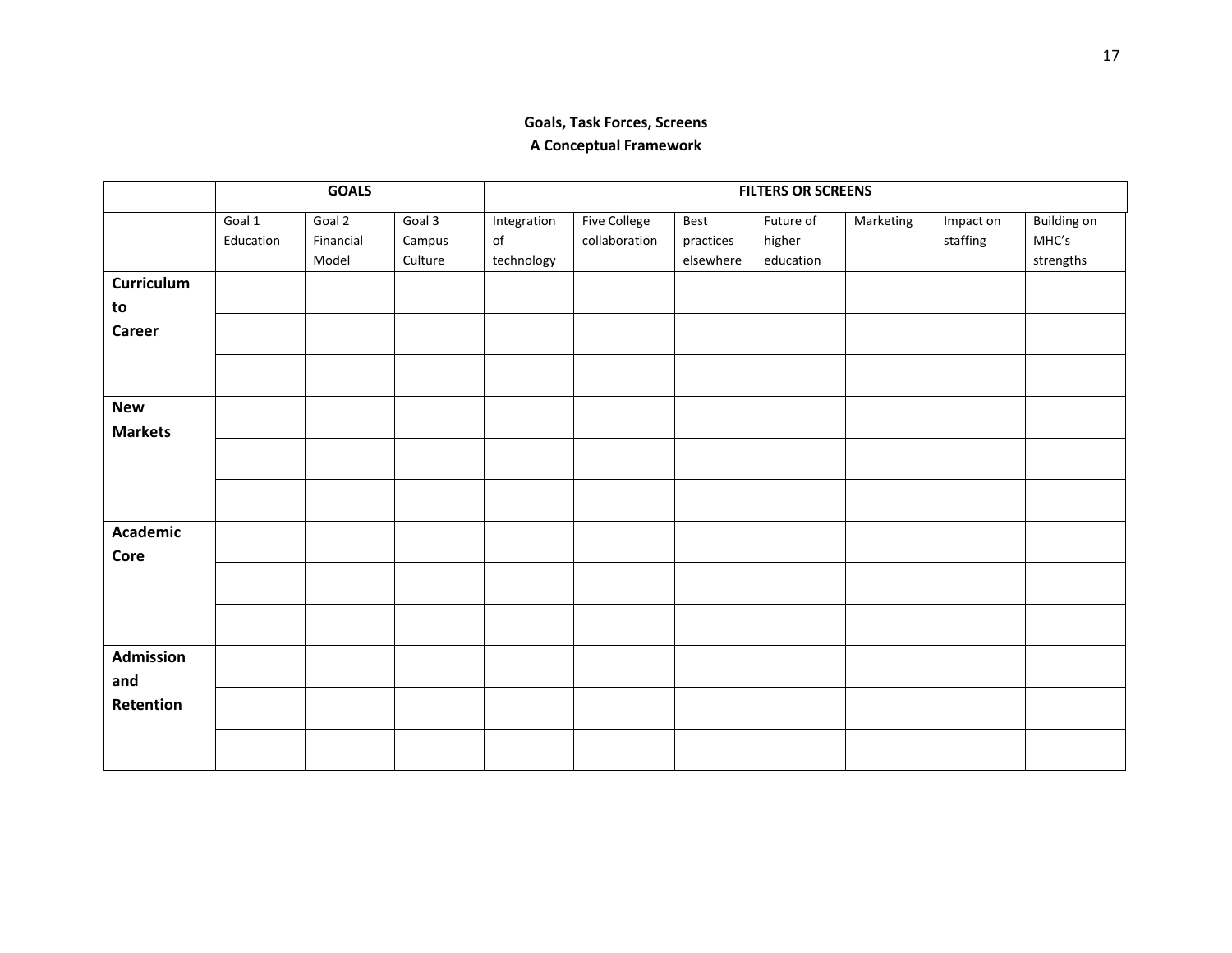**Goals, Task Forces, Screens**
**A Conceptual Framework**

| | GOALS | | | FILTERS OR SCREENS | | | | | | |
|---|---|---|---|---|---|---|---|---|---|---|
| | Goal 1 Education | Goal 2 Financial Model | Goal 3 Campus Culture | Integration of technology | Five College collaboration | Best practices elsewhere | Future of higher education | Marketing | Impact on staffing | Building on MHC's strengths |
| **Curriculum to Career** | | | | | | | | | | |
| | | | | | | | | | | |
| | | | | | | | | | | |
| **New Markets** | | | | | | | | | | |
| | | | | | | | | | | |
| | | | | | | | | | | |
| **Academic Core** | | | | | | | | | | |
| | | | | | | | | | | |
| | | | | | | | | | | |
| **Admission and Retention** | | | | | | | | | | |
| | | | | | | | | | | |
| | | | | | | | | | | |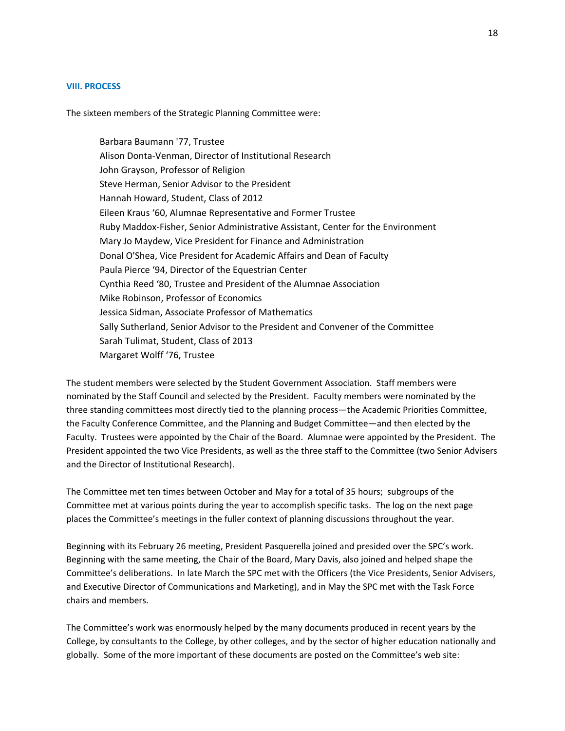## VIII. PROCESS

The sixteen members of the Strategic Planning Committee were:

Barbara Baumann '77, Trustee  
Alison Donta-Venman, Director of Institutional Research  
John Grayson, Professor of Religion  
Steve Herman, Senior Advisor to the President  
Hannah Howard, Student, Class of 2012  
Eileen Kraus '60, Alumnae Representative and Former Trustee  
Ruby Maddox-Fisher, Senior Administrative Assistant, Center for the Environment  
Mary Jo Maydew, Vice President for Finance and Administration  
Donal O'Shea, Vice President for Academic Affairs and Dean of Faculty  
Paula Pierce '94, Director of the Equestrian Center  
Cynthia Reed '80, Trustee and President of the Alumnae Association  
Mike Robinson, Professor of Economics  
Jessica Sidman, Associate Professor of Mathematics  
Sally Sutherland, Senior Advisor to the President and Convener of the Committee  
Sarah Tulimat, Student, Class of 2013  
Margaret Wolff '76, Trustee

The student members were selected by the Student Government Association. Staff members were nominated by the Staff Council and selected by the President. Faculty members were nominated by the three standing committees most directly tied to the planning process—the Academic Priorities Committee, the Faculty Conference Committee, and the Planning and Budget Committee—and then elected by the Faculty. Trustees were appointed by the Chair of the Board. Alumnae were appointed by the President. The President appointed the two Vice Presidents, as well as the three staff to the Committee (two Senior Advisers and the Director of Institutional Research).

The Committee met ten times between October and May for a total of 35 hours; subgroups of the Committee met at various points during the year to accomplish specific tasks. The log on the next page places the Committee's meetings in the fuller context of planning discussions throughout the year.

Beginning with its February 26 meeting, President Pasquerella joined and presided over the SPC's work. Beginning with the same meeting, the Chair of the Board, Mary Davis, also joined and helped shape the Committee's deliberations. In late March the SPC met with the Officers (the Vice Presidents, Senior Advisers, and Executive Director of Communications and Marketing), and in May the SPC met with the Task Force chairs and members.

The Committee's work was enormously helped by the many documents produced in recent years by the College, by consultants to the College, by other colleges, and by the sector of higher education nationally and globally. Some of the more important of these documents are posted on the Committee's web site: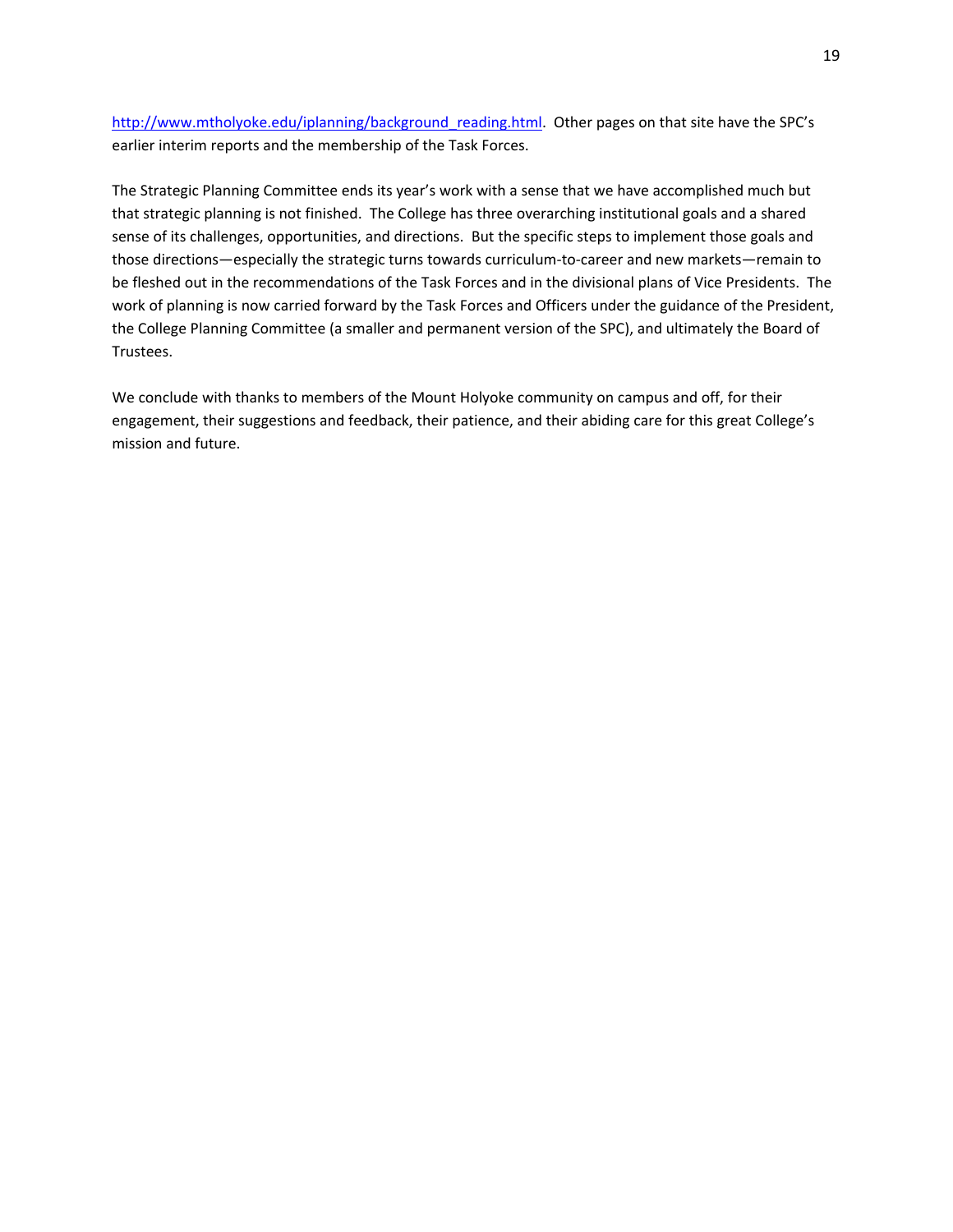http://www.mtholyoke.edu/iplanning/background_reading.html. Other pages on that site have the SPC's earlier interim reports and the membership of the Task Forces.

The Strategic Planning Committee ends its year's work with a sense that we have accomplished much but that strategic planning is not finished. The College has three overarching institutional goals and a shared sense of its challenges, opportunities, and directions. But the specific steps to implement those goals and those directions—especially the strategic turns towards curriculum-to-career and new markets—remain to be fleshed out in the recommendations of the Task Forces and in the divisional plans of Vice Presidents. The work of planning is now carried forward by the Task Forces and Officers under the guidance of the President, the College Planning Committee (a smaller and permanent version of the SPC), and ultimately the Board of Trustees.

We conclude with thanks to members of the Mount Holyoke community on campus and off, for their engagement, their suggestions and feedback, their patience, and their abiding care for this great College's mission and future.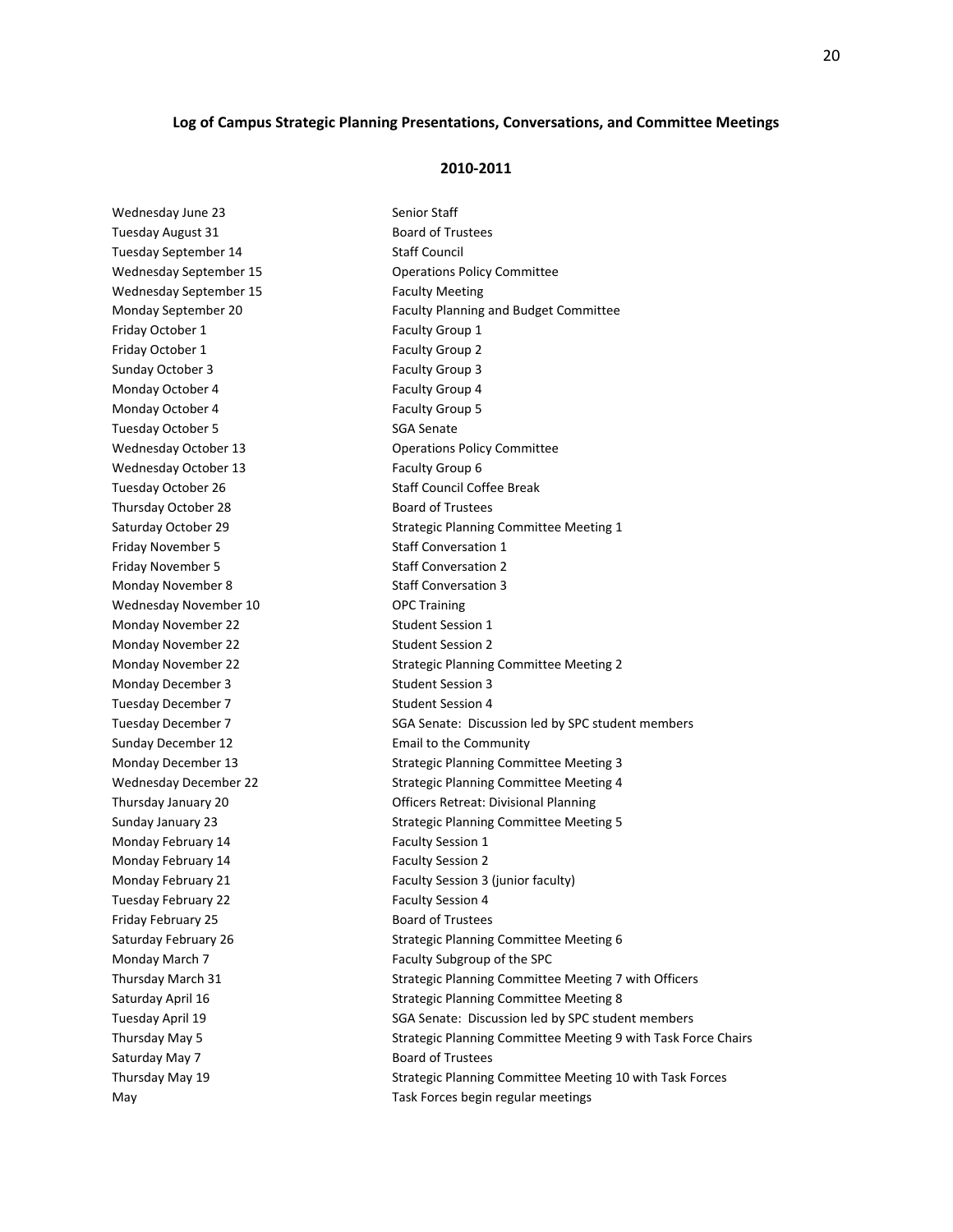## Log of Campus Strategic Planning Presentations, Conversations, and Committee Meetings

### 2010-2011

| | |
|---|---|
| Wednesday June 23 | Senior Staff |
| Tuesday August 31 | Board of Trustees |
| Tuesday September 14 | Staff Council |
| Wednesday September 15 | Operations Policy Committee |
| Wednesday September 15 | Faculty Meeting |
| Monday September 20 | Faculty Planning and Budget Committee |
| Friday October 1 | Faculty Group 1 |
| Friday October 1 | Faculty Group 2 |
| Sunday October 3 | Faculty Group 3 |
| Monday October 4 | Faculty Group 4 |
| Monday October 4 | Faculty Group 5 |
| Tuesday October 5 | SGA Senate |
| Wednesday October 13 | Operations Policy Committee |
| Wednesday October 13 | Faculty Group 6 |
| Tuesday October 26 | Staff Council Coffee Break |
| Thursday October 28 | Board of Trustees |
| Saturday October 29 | Strategic Planning Committee Meeting 1 |
| Friday November 5 | Staff Conversation 1 |
| Friday November 5 | Staff Conversation 2 |
| Monday November 8 | Staff Conversation 3 |
| Wednesday November 10 | OPC Training |
| Monday November 22 | Student Session 1 |
| Monday November 22 | Student Session 2 |
| Monday November 22 | Strategic Planning Committee Meeting 2 |
| Monday December 3 | Student Session 3 |
| Tuesday December 7 | Student Session 4 |
| Tuesday December 7 | SGA Senate: Discussion led by SPC student members |
| Sunday December 12 | Email to the Community |
| Monday December 13 | Strategic Planning Committee Meeting 3 |
| Wednesday December 22 | Strategic Planning Committee Meeting 4 |
| Thursday January 20 | Officers Retreat: Divisional Planning |
| Sunday January 23 | Strategic Planning Committee Meeting 5 |
| Monday February 14 | Faculty Session 1 |
| Monday February 14 | Faculty Session 2 |
| Monday February 21 | Faculty Session 3 (junior faculty) |
| Tuesday February 22 | Faculty Session 4 |
| Friday February 25 | Board of Trustees |
| Saturday February 26 | Strategic Planning Committee Meeting 6 |
| Monday March 7 | Faculty Subgroup of the SPC |
| Thursday March 31 | Strategic Planning Committee Meeting 7 with Officers |
| Saturday April 16 | Strategic Planning Committee Meeting 8 |
| Tuesday April 19 | SGA Senate: Discussion led by SPC student members |
| Thursday May 5 | Strategic Planning Committee Meeting 9 with Task Force Chairs |
| Saturday May 7 | Board of Trustees |
| Thursday May 19 | Strategic Planning Committee Meeting 10 with Task Forces |
| May | Task Forces begin regular meetings |